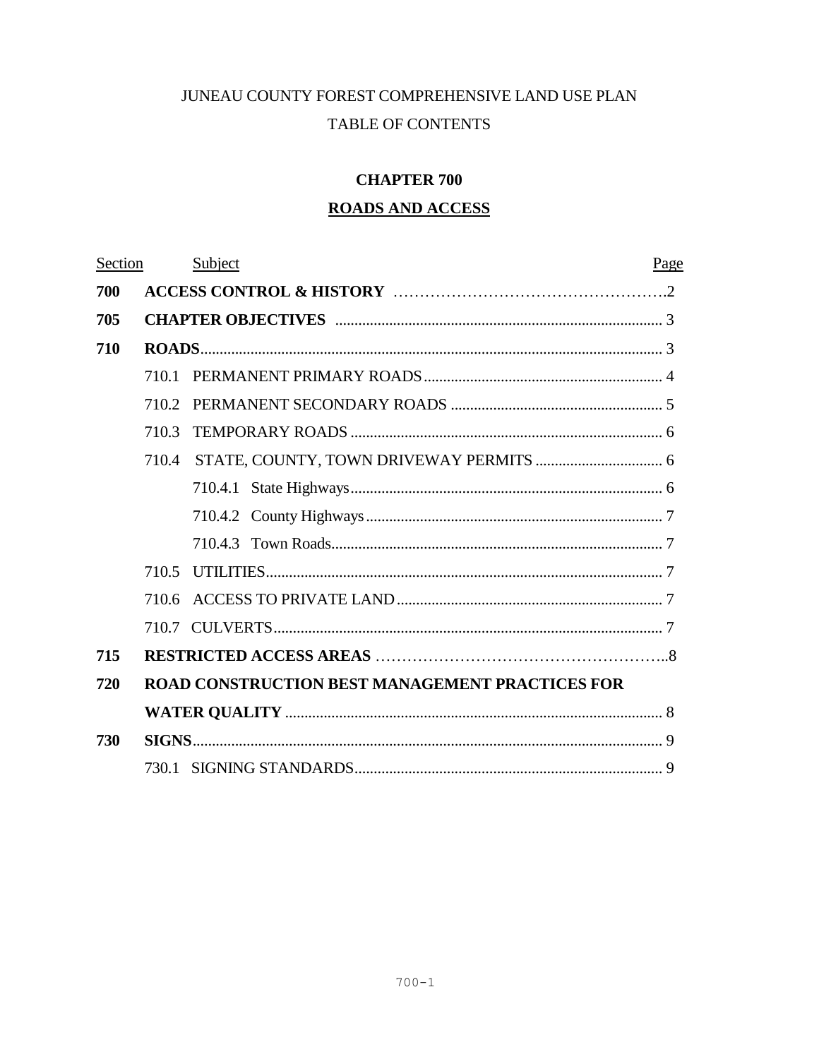JUNEAU COUNTY FOREST COMPREHENSIVE LAND USE PLAN

TABLE OF CONTENTS

# CHAPTER 700

## ROADS AND ACCESS

| Section | Subject | Page |
|---|---|---|
| **700** | **ACCESS CONTROL & HISTORY** | 2 |
| **705** | **CHAPTER OBJECTIVES** | 3 |
| **710** | **ROADS** | 3 |
| | 710.1 PERMANENT PRIMARY ROADS | 4 |
| | 710.2 PERMANENT SECONDARY ROADS | 5 |
| | 710.3 TEMPORARY ROADS | 6 |
| | 710.4 STATE, COUNTY, TOWN DRIVEWAY PERMITS | 6 |
| | 710.4.1 State Highways | 6 |
| | 710.4.2 County Highways | 7 |
| | 710.4.3 Town Roads | 7 |
| | 710.5 UTILITIES | 7 |
| | 710.6 ACCESS TO PRIVATE LAND | 7 |
| | 710.7 CULVERTS | 7 |
| **715** | **RESTRICTED ACCESS AREAS** | 8 |
| **720** | **ROAD CONSTRUCTION BEST MANAGEMENT PRACTICES FOR WATER QUALITY** | 8 |
| **730** | **SIGNS** | 9 |
| | 730.1 SIGNING STANDARDS | 9 |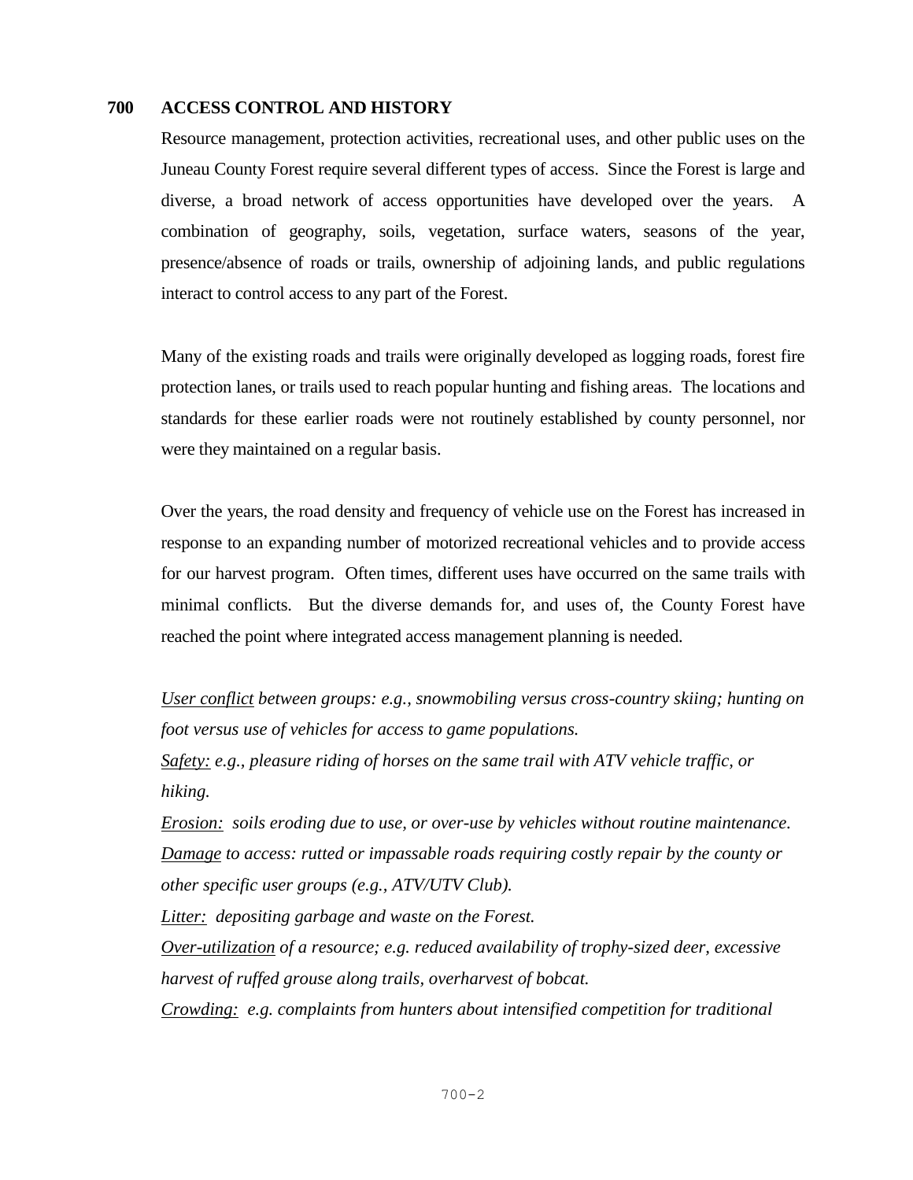## 700 ACCESS CONTROL AND HISTORY

Resource management, protection activities, recreational uses, and other public uses on the Juneau County Forest require several different types of access. Since the Forest is large and diverse, a broad network of access opportunities have developed over the years. A combination of geography, soils, vegetation, surface waters, seasons of the year, presence/absence of roads or trails, ownership of adjoining lands, and public regulations interact to control access to any part of the Forest.

Many of the existing roads and trails were originally developed as logging roads, forest fire protection lanes, or trails used to reach popular hunting and fishing areas. The locations and standards for these earlier roads were not routinely established by county personnel, nor were they maintained on a regular basis.

Over the years, the road density and frequency of vehicle use on the Forest has increased in response to an expanding number of motorized recreational vehicles and to provide access for our harvest program. Often times, different uses have occurred on the same trails with minimal conflicts. But the diverse demands for, and uses of, the County Forest have reached the point where integrated access management planning is needed.

*<u>User conflict</u> between groups: e.g., snowmobiling versus cross-country skiing; hunting on foot versus use of vehicles for access to game populations.*

*<u>Safety:</u> e.g., pleasure riding of horses on the same trail with ATV vehicle traffic, or hiking.*

*<u>Erosion:</u> soils eroding due to use, or over-use by vehicles without routine maintenance.*

*<u>Damage</u> to access: rutted or impassable roads requiring costly repair by the county or other specific user groups (e.g., ATV/UTV Club).*

*<u>Litter:</u> depositing garbage and waste on the Forest.*

*<u>Over-utilization</u> of a resource; e.g. reduced availability of trophy-sized deer, excessive harvest of ruffed grouse along trails, overharvest of bobcat.*

*<u>Crowding:</u> e.g. complaints from hunters about intensified competition for traditional*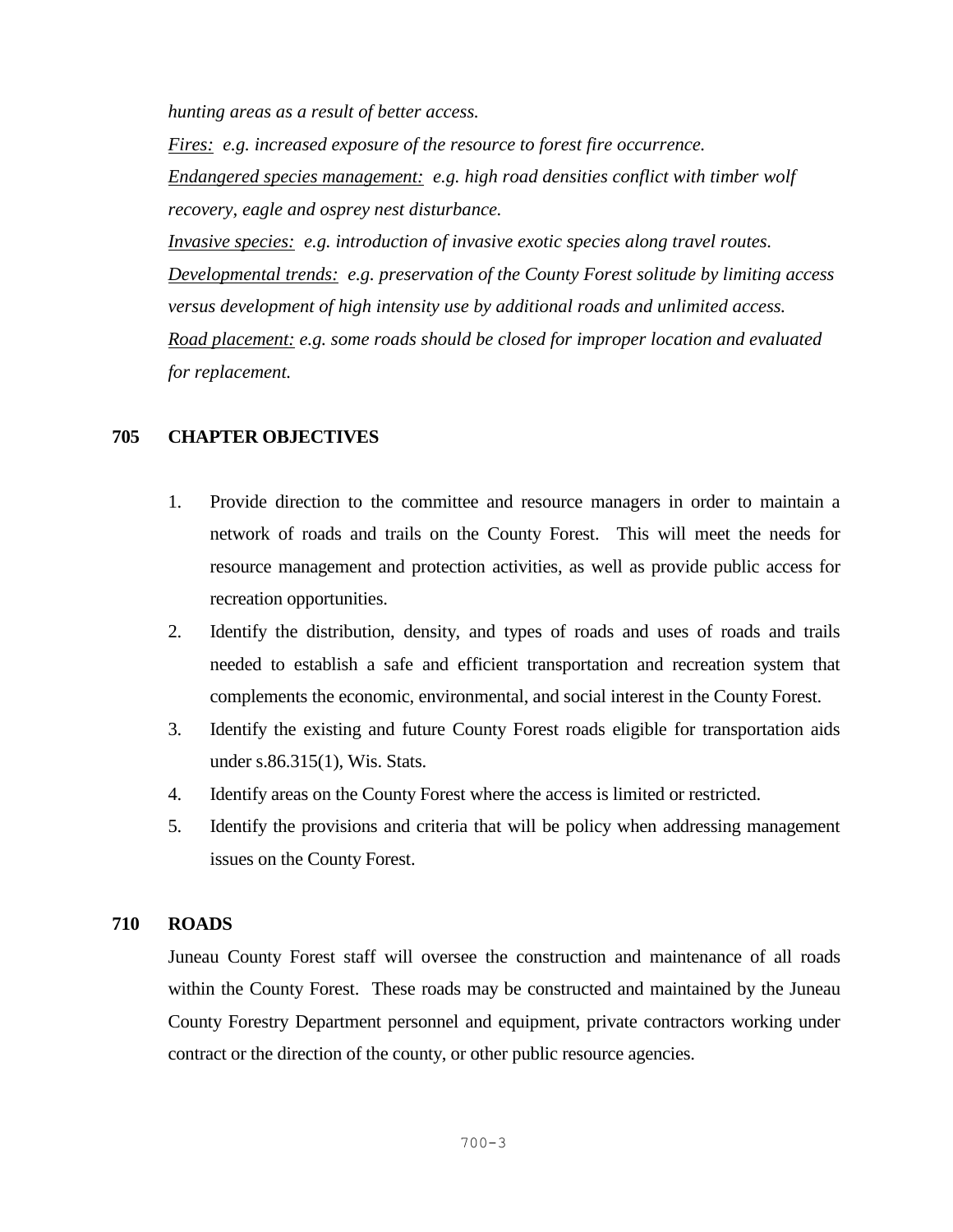*hunting areas as a result of better access.*

*<u>Fires:</u> e.g. increased exposure of the resource to forest fire occurrence.*

*<u>Endangered species management:</u> e.g. high road densities conflict with timber wolf recovery, eagle and osprey nest disturbance.*

*<u>Invasive species:</u> e.g. introduction of invasive exotic species along travel routes.*

*<u>Developmental trends:</u> e.g. preservation of the County Forest solitude by limiting access versus development of high intensity use by additional roads and unlimited access.*

*<u>Road placement:</u> e.g. some roads should be closed for improper location and evaluated for replacement.*

## 705 CHAPTER OBJECTIVES

1. Provide direction to the committee and resource managers in order to maintain a network of roads and trails on the County Forest. This will meet the needs for resource management and protection activities, as well as provide public access for recreation opportunities.
2. Identify the distribution, density, and types of roads and uses of roads and trails needed to establish a safe and efficient transportation and recreation system that complements the economic, environmental, and social interest in the County Forest.
3. Identify the existing and future County Forest roads eligible for transportation aids under s.86.315(1), Wis. Stats.
4. Identify areas on the County Forest where the access is limited or restricted.
5. Identify the provisions and criteria that will be policy when addressing management issues on the County Forest.

## 710 ROADS

Juneau County Forest staff will oversee the construction and maintenance of all roads within the County Forest. These roads may be constructed and maintained by the Juneau County Forestry Department personnel and equipment, private contractors working under contract or the direction of the county, or other public resource agencies.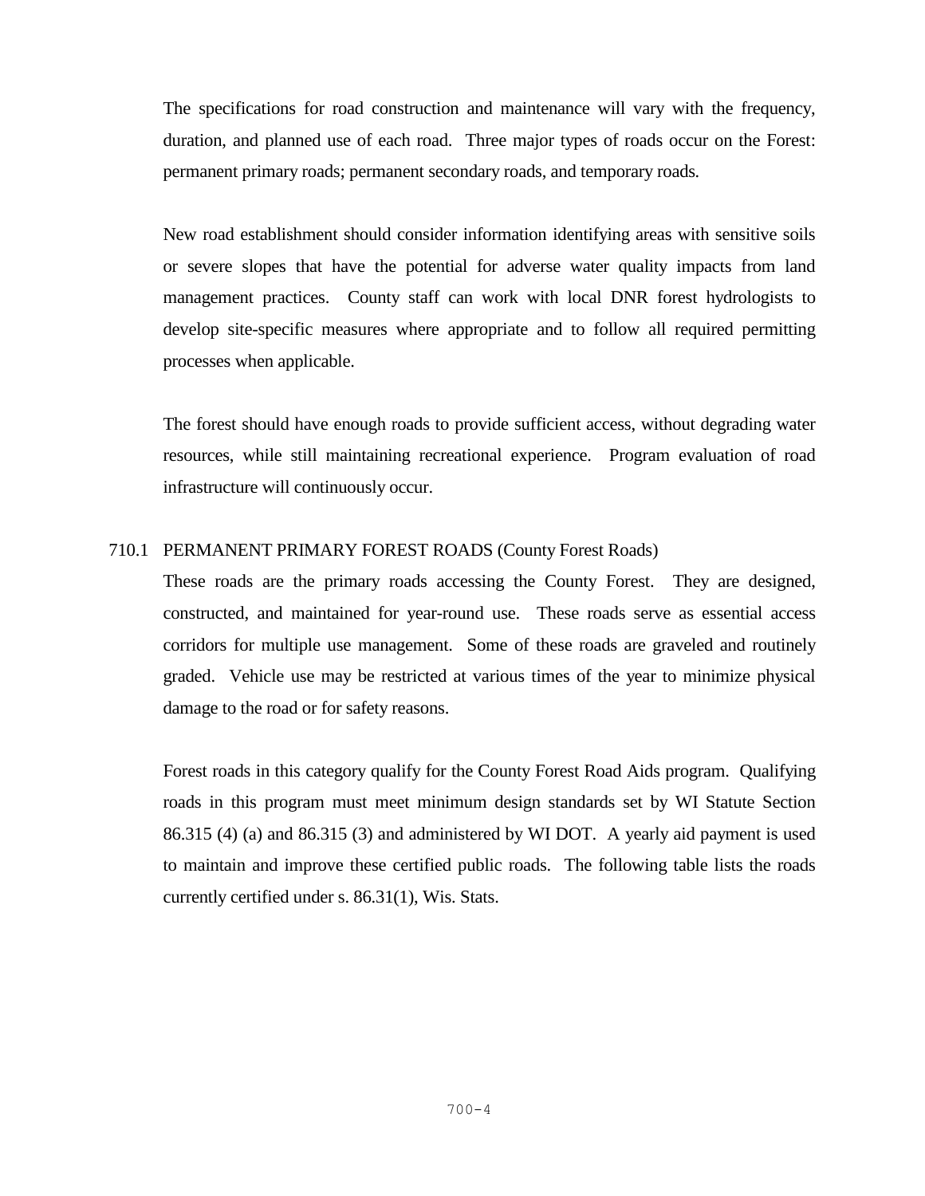The specifications for road construction and maintenance will vary with the frequency, duration, and planned use of each road. Three major types of roads occur on the Forest: permanent primary roads; permanent secondary roads, and temporary roads.

New road establishment should consider information identifying areas with sensitive soils or severe slopes that have the potential for adverse water quality impacts from land management practices. County staff can work with local DNR forest hydrologists to develop site-specific measures where appropriate and to follow all required permitting processes when applicable.

The forest should have enough roads to provide sufficient access, without degrading water resources, while still maintaining recreational experience. Program evaluation of road infrastructure will continuously occur.

## 710.1 PERMANENT PRIMARY FOREST ROADS (County Forest Roads)

These roads are the primary roads accessing the County Forest. They are designed, constructed, and maintained for year-round use. These roads serve as essential access corridors for multiple use management. Some of these roads are graveled and routinely graded. Vehicle use may be restricted at various times of the year to minimize physical damage to the road or for safety reasons.

Forest roads in this category qualify for the County Forest Road Aids program. Qualifying roads in this program must meet minimum design standards set by WI Statute Section 86.315 (4) (a) and 86.315 (3) and administered by WI DOT. A yearly aid payment is used to maintain and improve these certified public roads. The following table lists the roads currently certified under s. 86.31(1), Wis. Stats.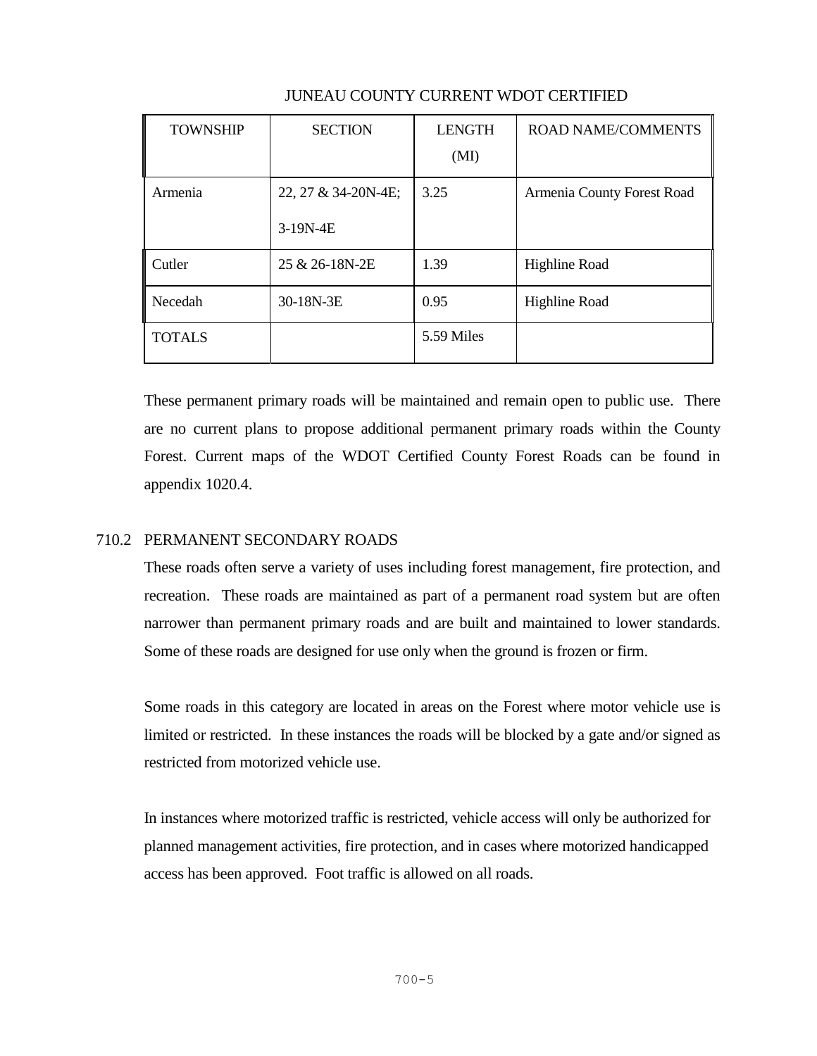JUNEAU COUNTY CURRENT WDOT CERTIFIED

| TOWNSHIP | SECTION | LENGTH (MI) | ROAD NAME/COMMENTS |
|---|---|---|---|
| Armenia | 22, 27 & 34-20N-4E; 3-19N-4E | 3.25 | Armenia County Forest Road |
| Cutler | 25 & 26-18N-2E | 1.39 | Highline Road |
| Necedah | 30-18N-3E | 0.95 | Highline Road |
| TOTALS | | 5.59 Miles | |

These permanent primary roads will be maintained and remain open to public use. There are no current plans to propose additional permanent primary roads within the County Forest. Current maps of the WDOT Certified County Forest Roads can be found in appendix 1020.4.

## 710.2 PERMANENT SECONDARY ROADS

These roads often serve a variety of uses including forest management, fire protection, and recreation. These roads are maintained as part of a permanent road system but are often narrower than permanent primary roads and are built and maintained to lower standards. Some of these roads are designed for use only when the ground is frozen or firm.

Some roads in this category are located in areas on the Forest where motor vehicle use is limited or restricted. In these instances the roads will be blocked by a gate and/or signed as restricted from motorized vehicle use.

In instances where motorized traffic is restricted, vehicle access will only be authorized for planned management activities, fire protection, and in cases where motorized handicapped access has been approved. Foot traffic is allowed on all roads.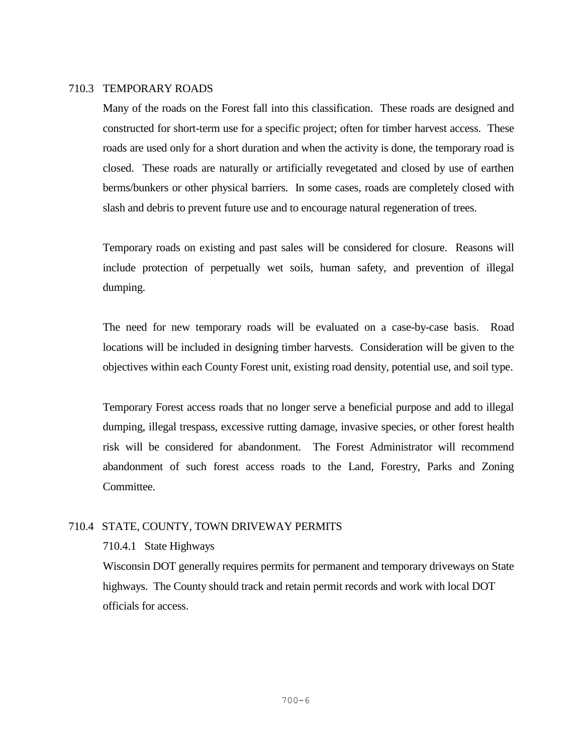## 710.3 TEMPORARY ROADS

Many of the roads on the Forest fall into this classification. These roads are designed and constructed for short-term use for a specific project; often for timber harvest access. These roads are used only for a short duration and when the activity is done, the temporary road is closed. These roads are naturally or artificially revegetated and closed by use of earthen berms/bunkers or other physical barriers. In some cases, roads are completely closed with slash and debris to prevent future use and to encourage natural regeneration of trees.

Temporary roads on existing and past sales will be considered for closure. Reasons will include protection of perpetually wet soils, human safety, and prevention of illegal dumping.

The need for new temporary roads will be evaluated on a case-by-case basis. Road locations will be included in designing timber harvests. Consideration will be given to the objectives within each County Forest unit, existing road density, potential use, and soil type.

Temporary Forest access roads that no longer serve a beneficial purpose and add to illegal dumping, illegal trespass, excessive rutting damage, invasive species, or other forest health risk will be considered for abandonment. The Forest Administrator will recommend abandonment of such forest access roads to the Land, Forestry, Parks and Zoning Committee.

## 710.4 STATE, COUNTY, TOWN DRIVEWAY PERMITS

### 710.4.1 State Highways

Wisconsin DOT generally requires permits for permanent and temporary driveways on State highways. The County should track and retain permit records and work with local DOT officials for access.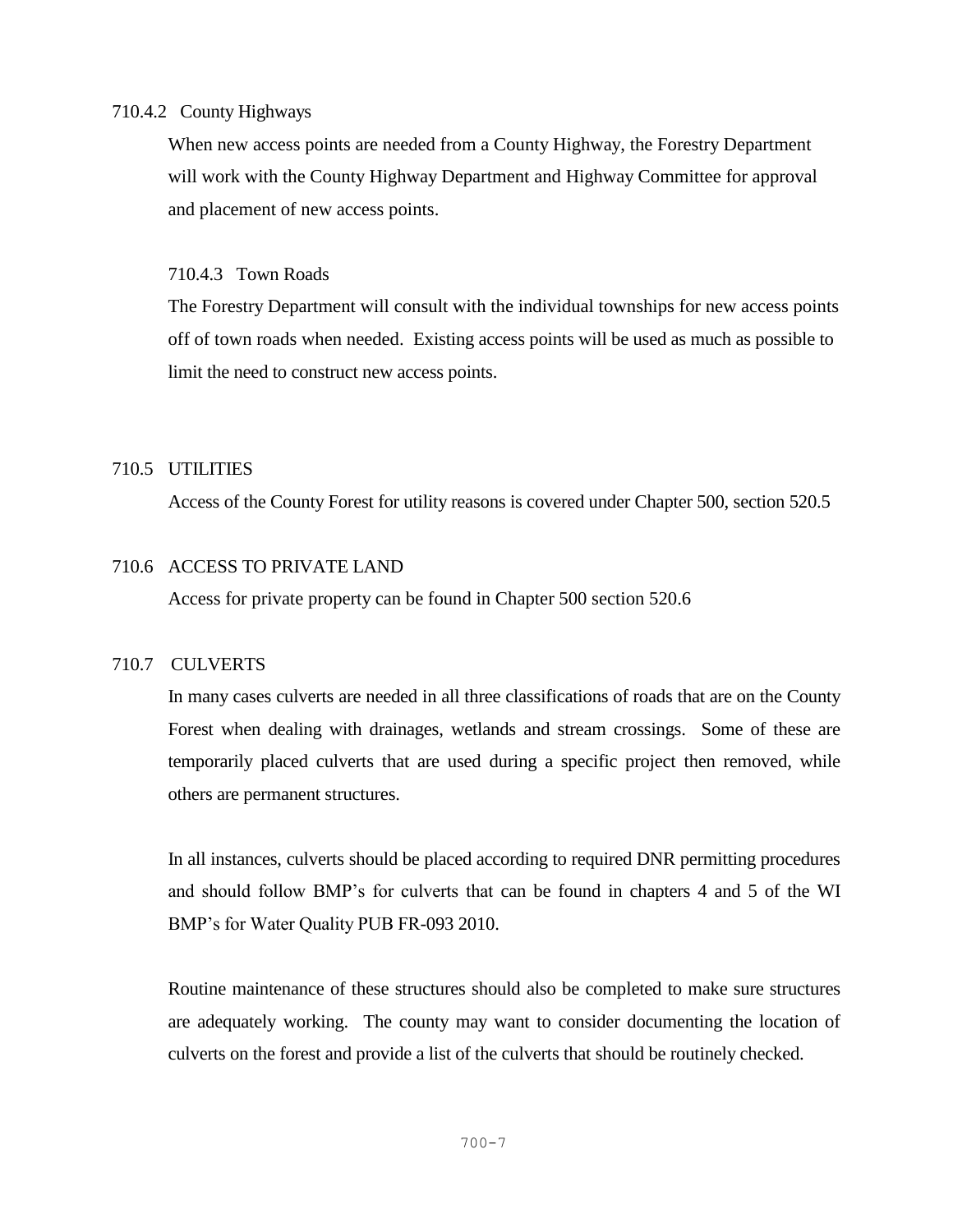710.4.2 County Highways

When new access points are needed from a County Highway, the Forestry Department will work with the County Highway Department and Highway Committee for approval and placement of new access points.

710.4.3 Town Roads

The Forestry Department will consult with the individual townships for new access points off of town roads when needed. Existing access points will be used as much as possible to limit the need to construct new access points.

## 710.5 UTILITIES

Access of the County Forest for utility reasons is covered under Chapter 500, section 520.5

## 710.6 ACCESS TO PRIVATE LAND

Access for private property can be found in Chapter 500 section 520.6

## 710.7 CULVERTS

In many cases culverts are needed in all three classifications of roads that are on the County Forest when dealing with drainages, wetlands and stream crossings. Some of these are temporarily placed culverts that are used during a specific project then removed, while others are permanent structures.

In all instances, culverts should be placed according to required DNR permitting procedures and should follow BMP's for culverts that can be found in chapters 4 and 5 of the WI BMP's for Water Quality PUB FR-093 2010.

Routine maintenance of these structures should also be completed to make sure structures are adequately working. The county may want to consider documenting the location of culverts on the forest and provide a list of the culverts that should be routinely checked.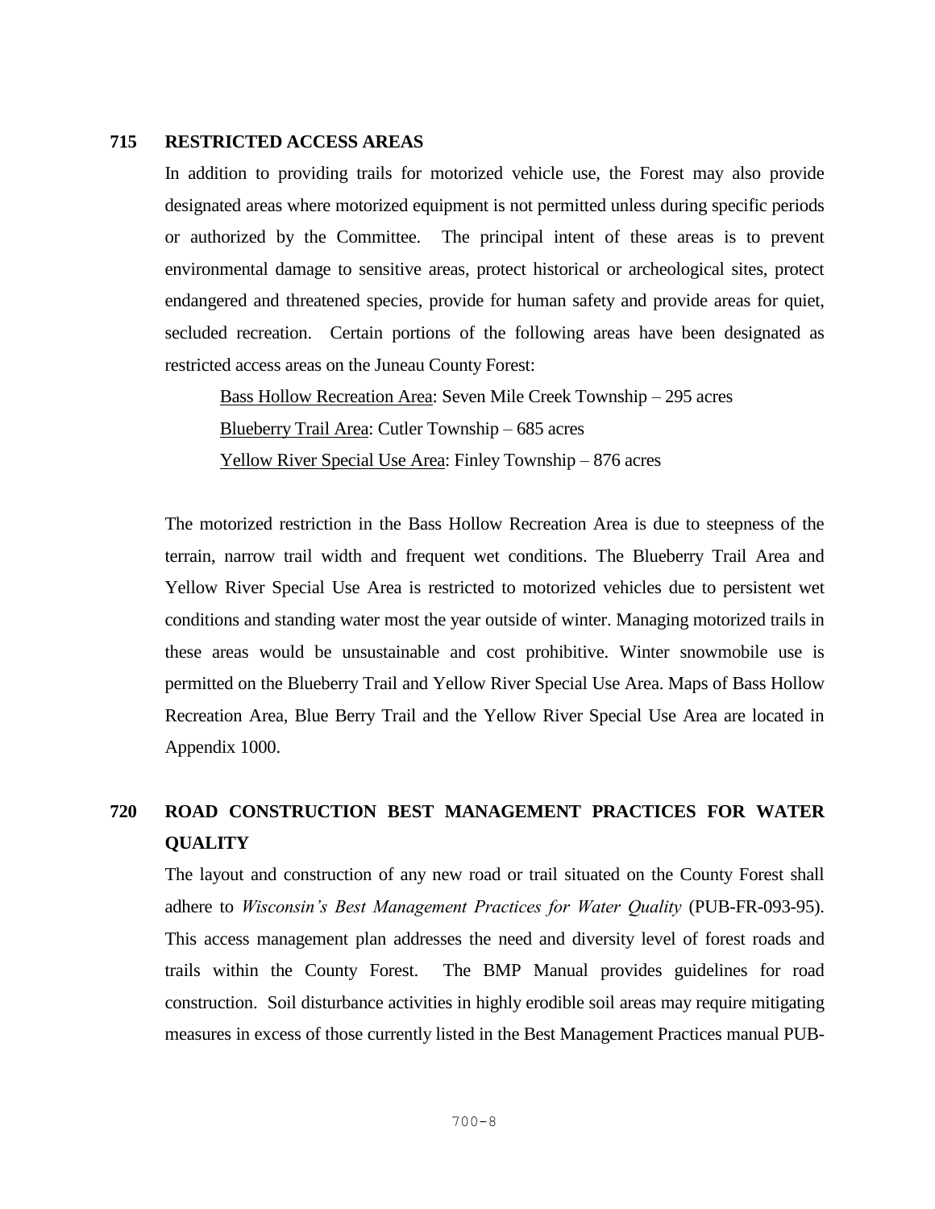## 715 RESTRICTED ACCESS AREAS

In addition to providing trails for motorized vehicle use, the Forest may also provide designated areas where motorized equipment is not permitted unless during specific periods or authorized by the Committee. The principal intent of these areas is to prevent environmental damage to sensitive areas, protect historical or archeological sites, protect endangered and threatened species, provide for human safety and provide areas for quiet, secluded recreation. Certain portions of the following areas have been designated as restricted access areas on the Juneau County Forest:

<u>Bass Hollow Recreation Area</u>: Seven Mile Creek Township – 295 acres

<u>Blueberry Trail Area</u>: Cutler Township – 685 acres

<u>Yellow River Special Use Area</u>: Finley Township – 876 acres

The motorized restriction in the Bass Hollow Recreation Area is due to steepness of the terrain, narrow trail width and frequent wet conditions. The Blueberry Trail Area and Yellow River Special Use Area is restricted to motorized vehicles due to persistent wet conditions and standing water most the year outside of winter. Managing motorized trails in these areas would be unsustainable and cost prohibitive. Winter snowmobile use is permitted on the Blueberry Trail and Yellow River Special Use Area. Maps of Bass Hollow Recreation Area, Blue Berry Trail and the Yellow River Special Use Area are located in Appendix 1000.

## 720 ROAD CONSTRUCTION BEST MANAGEMENT PRACTICES FOR WATER QUALITY

The layout and construction of any new road or trail situated on the County Forest shall adhere to *Wisconsin's Best Management Practices for Water Quality* (PUB-FR-093-95). This access management plan addresses the need and diversity level of forest roads and trails within the County Forest. The BMP Manual provides guidelines for road construction. Soil disturbance activities in highly erodible soil areas may require mitigating measures in excess of those currently listed in the Best Management Practices manual PUB-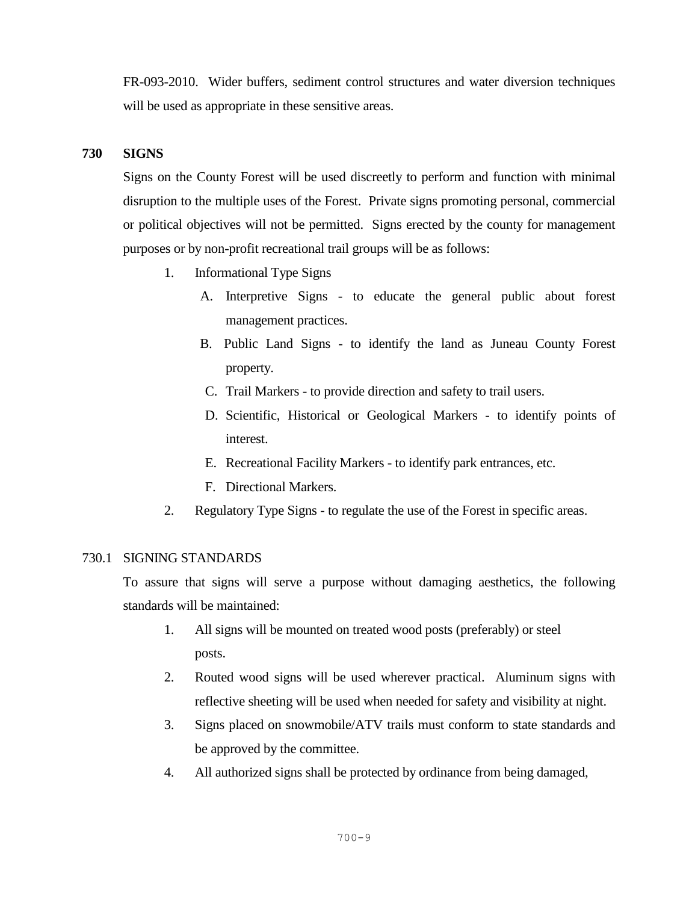FR-093-2010. Wider buffers, sediment control structures and water diversion techniques will be used as appropriate in these sensitive areas.

## 730 SIGNS

Signs on the County Forest will be used discreetly to perform and function with minimal disruption to the multiple uses of the Forest. Private signs promoting personal, commercial or political objectives will not be permitted. Signs erected by the county for management purposes or by non-profit recreational trail groups will be as follows:

1. Informational Type Signs
   - A. Interpretive Signs - to educate the general public about forest management practices.
   - B. Public Land Signs - to identify the land as Juneau County Forest property.
   - C. Trail Markers - to provide direction and safety to trail users.
   - D. Scientific, Historical or Geological Markers - to identify points of interest.
   - E. Recreational Facility Markers - to identify park entrances, etc.
   - F. Directional Markers.
2. Regulatory Type Signs - to regulate the use of the Forest in specific areas.

### 730.1 SIGNING STANDARDS

To assure that signs will serve a purpose without damaging aesthetics, the following standards will be maintained:

1. All signs will be mounted on treated wood posts (preferably) or steel posts.
2. Routed wood signs will be used wherever practical. Aluminum signs with reflective sheeting will be used when needed for safety and visibility at night.
3. Signs placed on snowmobile/ATV trails must conform to state standards and be approved by the committee.
4. All authorized signs shall be protected by ordinance from being damaged,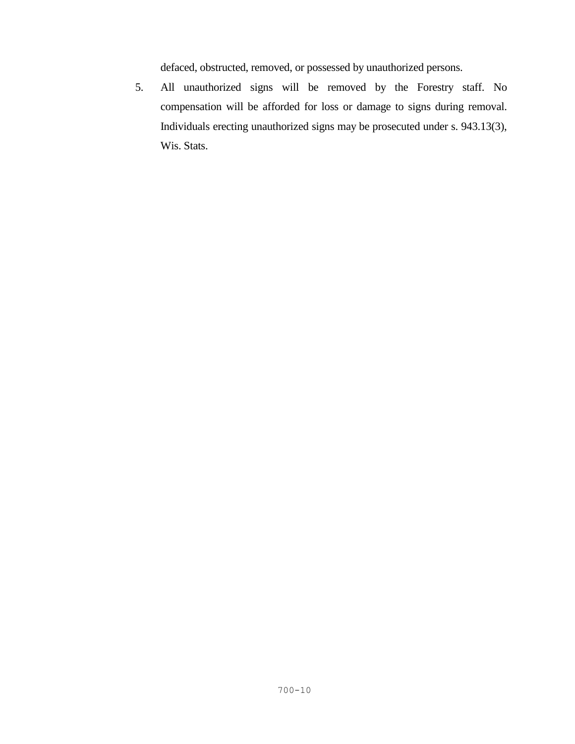defaced, obstructed, removed, or possessed by unauthorized persons.

5. All unauthorized signs will be removed by the Forestry staff. No compensation will be afforded for loss or damage to signs during removal. Individuals erecting unauthorized signs may be prosecuted under s. 943.13(3), Wis. Stats.